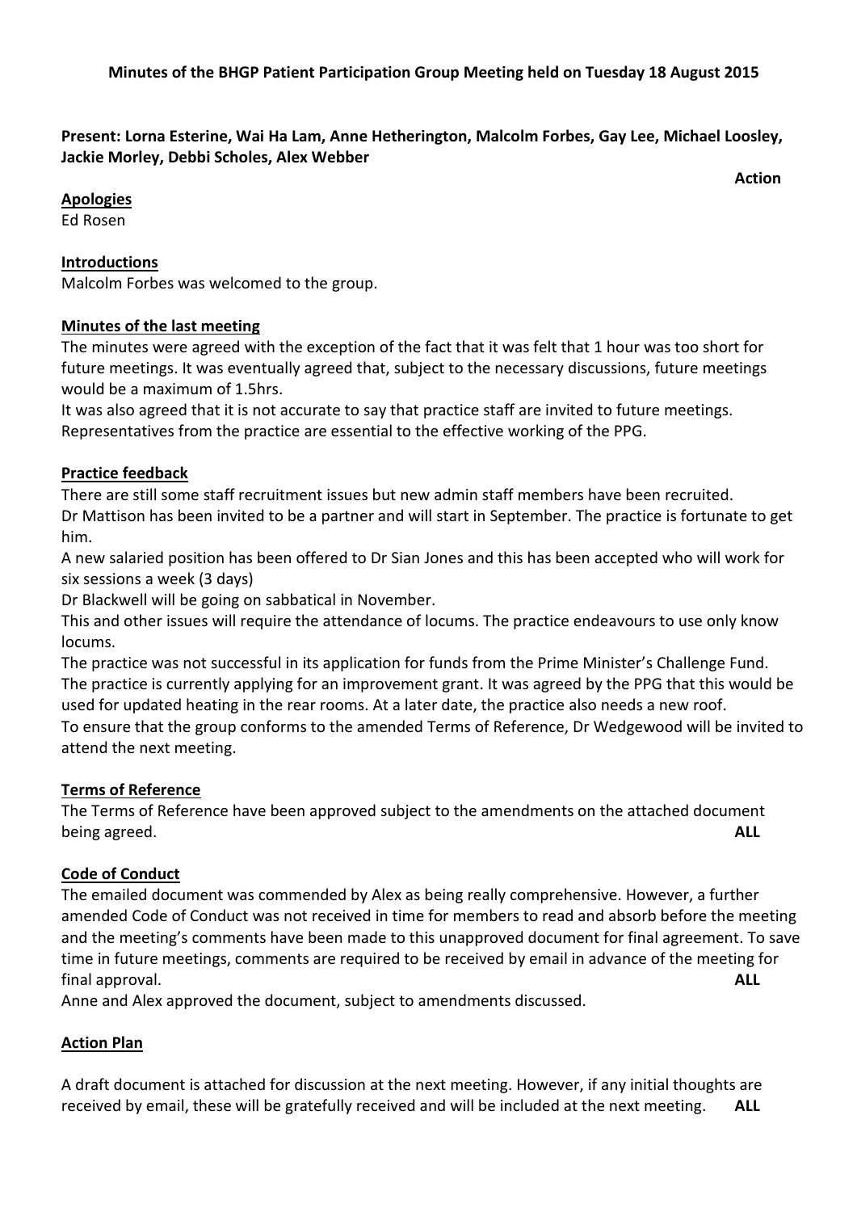**Minutes of the BHGP Patient Participation Group Meeting held on Tuesday 18 August 2015**

**Present: Lorna Esterine, Wai Ha Lam, Anne Hetherington, Malcolm Forbes, Gay Lee, Michael Loosley, Jackie Morley, Debbi Scholes, Alex Webber**

**Action**

**Apologies**

Ed Rosen

**Introductions**

Malcolm Forbes was welcomed to the group.

**Minutes of the last meeting**

The minutes were agreed with the exception of the fact that it was felt that 1 hour was too short for future meetings. It was eventually agreed that, subject to the necessary discussions, future meetings would be a maximum of 1.5hrs.

It was also agreed that it is not accurate to say that practice staff are invited to future meetings. Representatives from the practice are essential to the effective working of the PPG.

**Practice feedback**

There are still some staff recruitment issues but new admin staff members have been recruited.

Dr Mattison has been invited to be a partner and will start in September. The practice is fortunate to get him.

A new salaried position has been offered to Dr Sian Jones and this has been accepted who will work for six sessions a week (3 days)

Dr Blackwell will be going on sabbatical in November.

This and other issues will require the attendance of locums. The practice endeavours to use only know locums.

The practice was not successful in its application for funds from the Prime Minister's Challenge Fund.

The practice is currently applying for an improvement grant. It was agreed by the PPG that this would be used for updated heating in the rear rooms. At a later date, the practice also needs a new roof.

To ensure that the group conforms to the amended Terms of Reference, Dr Wedgewood will be invited to attend the next meeting.

**Terms of Reference**

The Terms of Reference have been approved subject to the amendments on the attached document being agreed. **ALL**

**Code of Conduct**

The emailed document was commended by Alex as being really comprehensive. However, a further amended Code of Conduct was not received in time for members to read and absorb before the meeting and the meeting's comments have been made to this unapproved document for final agreement. To save time in future meetings, comments are required to be received by email in advance of the meeting for final approval. **ALL**

Anne and Alex approved the document, subject to amendments discussed.

**Action Plan**

A draft document is attached for discussion at the next meeting. However, if any initial thoughts are received by email, these will be gratefully received and will be included at the next meeting. **ALL**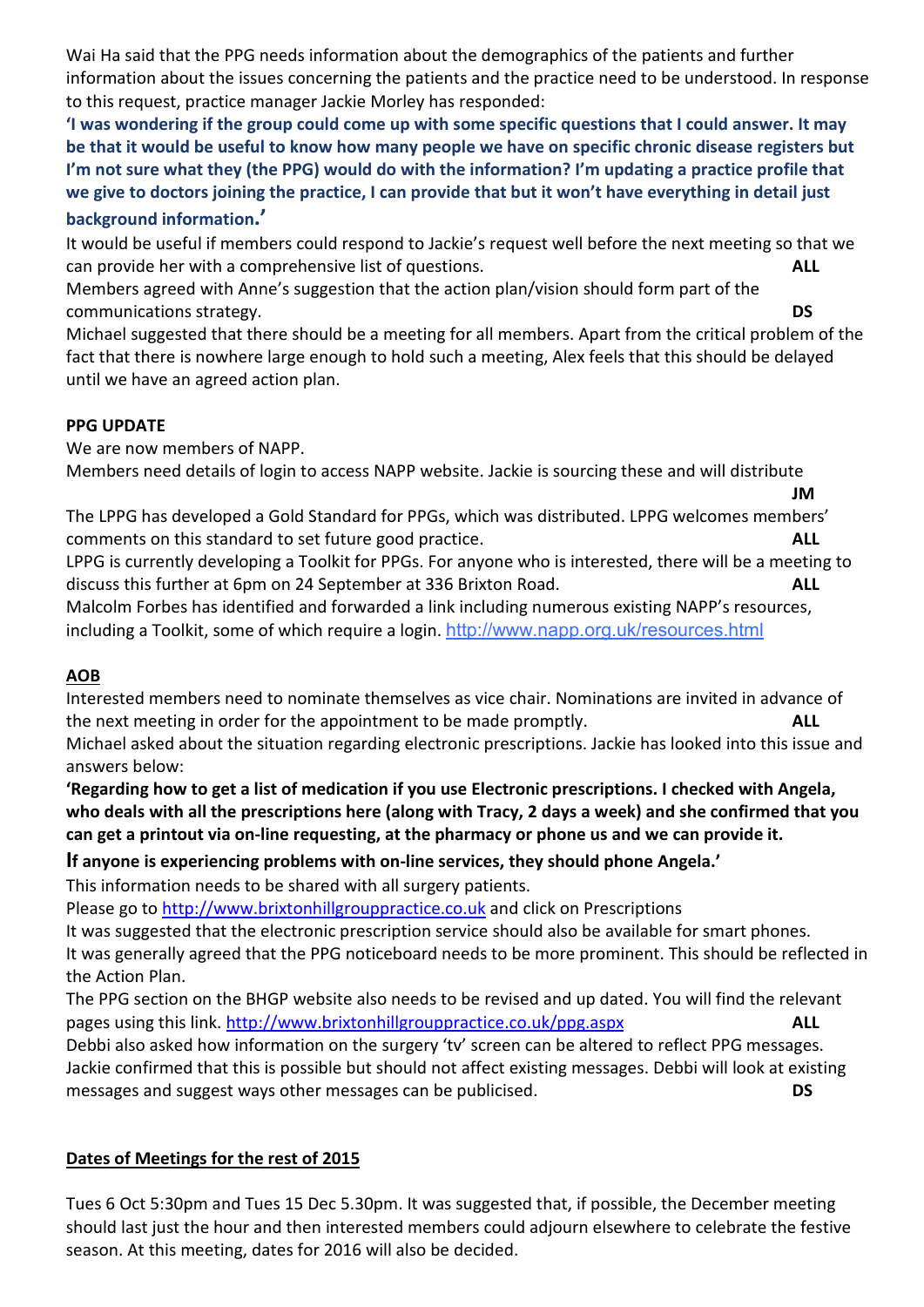Wai Ha said that the PPG needs information about the demographics of the patients and further information about the issues concerning the patients and the practice need to be understood. In response to this request, practice manager Jackie Morley has responded:

**'I was wondering if the group could come up with some specific questions that I could answer. It may be that it would be useful to know how many people we have on specific chronic disease registers but I'm not sure what they (the PPG) would do with the information? I'm updating a practice profile that we give to doctors joining the practice, I can provide that but it won't have everything in detail just background information.'**

It would be useful if members could respond to Jackie's request well before the next meeting so that we can provide her with a comprehensive list of questions. **ALL**

Members agreed with Anne's suggestion that the action plan/vision should form part of the communications strategy. **DS**

Michael suggested that there should be a meeting for all members. Apart from the critical problem of the fact that there is nowhere large enough to hold such a meeting, Alex feels that this should be delayed until we have an agreed action plan.

**PPG UPDATE**

We are now members of NAPP.

Members need details of login to access NAPP website. Jackie is sourcing these and will distribute **JM**

The LPPG has developed a Gold Standard for PPGs, which was distributed. LPPG welcomes members' comments on this standard to set future good practice. **ALL**

LPPG is currently developing a Toolkit for PPGs. For anyone who is interested, there will be a meeting to discuss this further at 6pm on 24 September at 336 Brixton Road. **ALL**

Malcolm Forbes has identified and forwarded a link including numerous existing NAPP's resources, including a Toolkit, some of which require a login. http://www.napp.org.uk/resources.html

**AOB**

Interested members need to nominate themselves as vice chair. Nominations are invited in advance of the next meeting in order for the appointment to be made promptly. **ALL**

Michael asked about the situation regarding electronic prescriptions. Jackie has looked into this issue and answers below:

**'Regarding how to get a list of medication if you use Electronic prescriptions. I checked with Angela, who deals with all the prescriptions here (along with Tracy, 2 days a week) and she confirmed that you can get a printout via on-line requesting, at the pharmacy or phone us and we can provide it.**

**If anyone is experiencing problems with on-line services, they should phone Angela.'**

This information needs to be shared with all surgery patients.

Please go to http://www.brixtonhillgrouppractice.co.uk and click on Prescriptions

It was suggested that the electronic prescription service should also be available for smart phones.

It was generally agreed that the PPG noticeboard needs to be more prominent. This should be reflected in the Action Plan.

The PPG section on the BHGP website also needs to be revised and up dated. You will find the relevant pages using this link. http://www.brixtonhillgrouppractice.co.uk/ppg.aspx **ALL**

Debbi also asked how information on the surgery 'tv' screen can be altered to reflect PPG messages. Jackie confirmed that this is possible but should not affect existing messages. Debbi will look at existing messages and suggest ways other messages can be publicised. **DS**

**Dates of Meetings for the rest of 2015**

Tues 6 Oct 5:30pm and Tues 15 Dec 5.30pm. It was suggested that, if possible, the December meeting should last just the hour and then interested members could adjourn elsewhere to celebrate the festive season. At this meeting, dates for 2016 will also be decided.